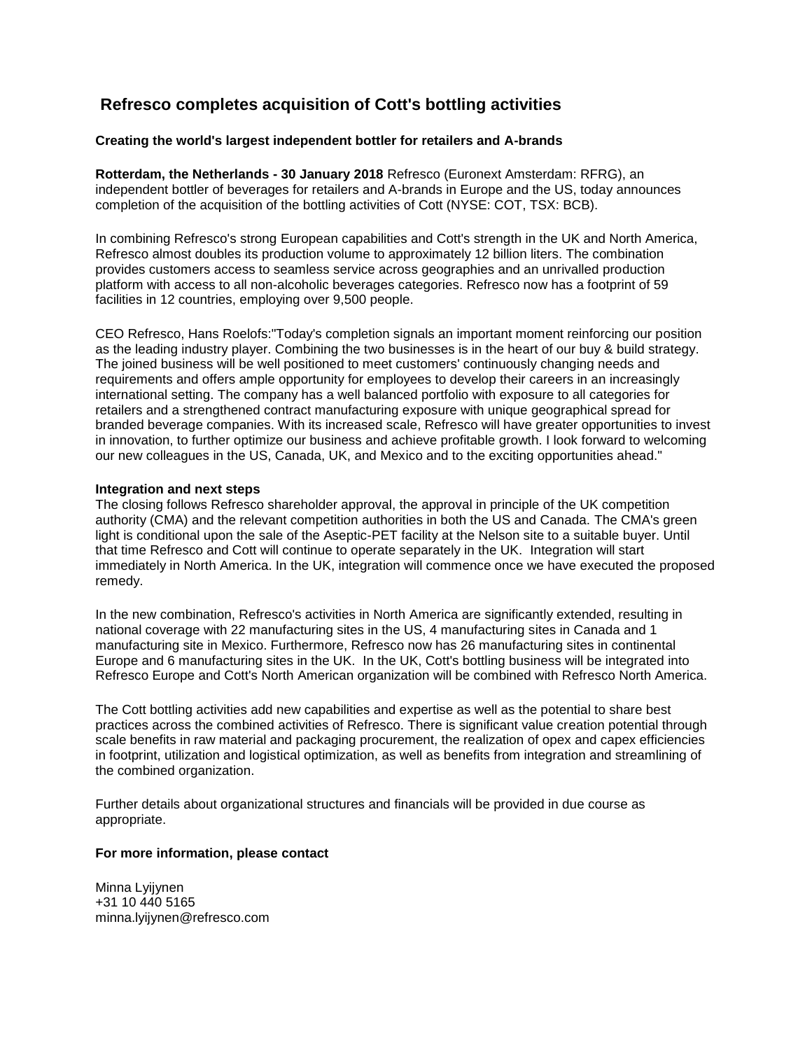# Refresco completes acquisition of Cott's bottling activities

### Creating the world's largest independent bottler for retailers and A-brands

**Rotterdam, the Netherlands - 30 January 2018** Refresco (Euronext Amsterdam: RFRG), an independent bottler of beverages for retailers and A-brands in Europe and the US, today announces completion of the acquisition of the bottling activities of Cott (NYSE: COT, TSX: BCB).

In combining Refresco's strong European capabilities and Cott's strength in the UK and North America, Refresco almost doubles its production volume to approximately 12 billion liters. The combination provides customers access to seamless service across geographies and an unrivalled production platform with access to all non-alcoholic beverages categories. Refresco now has a footprint of 59 facilities in 12 countries, employing over 9,500 people.

CEO Refresco, Hans Roelofs:"Today's completion signals an important moment reinforcing our position as the leading industry player. Combining the two businesses is in the heart of our buy & build strategy. The joined business will be well positioned to meet customers' continuously changing needs and requirements and offers ample opportunity for employees to develop their careers in an increasingly international setting. The company has a well balanced portfolio with exposure to all categories for retailers and a strengthened contract manufacturing exposure with unique geographical spread for branded beverage companies. With its increased scale, Refresco will have greater opportunities to invest in innovation, to further optimize our business and achieve profitable growth. I look forward to welcoming our new colleagues in the US, Canada, UK, and Mexico and to the exciting opportunities ahead."

**Integration and next steps**

The closing follows Refresco shareholder approval, the approval in principle of the UK competition authority (CMA) and the relevant competition authorities in both the US and Canada. The CMA's green light is conditional upon the sale of the Aseptic-PET facility at the Nelson site to a suitable buyer. Until that time Refresco and Cott will continue to operate separately in the UK. Integration will start immediately in North America. In the UK, integration will commence once we have executed the proposed remedy.

In the new combination, Refresco's activities in North America are significantly extended, resulting in national coverage with 22 manufacturing sites in the US, 4 manufacturing sites in Canada and 1 manufacturing site in Mexico. Furthermore, Refresco now has 26 manufacturing sites in continental Europe and 6 manufacturing sites in the UK. In the UK, Cott's bottling business will be integrated into Refresco Europe and Cott's North American organization will be combined with Refresco North America.

The Cott bottling activities add new capabilities and expertise as well as the potential to share best practices across the combined activities of Refresco. There is significant value creation potential through scale benefits in raw material and packaging procurement, the realization of opex and capex efficiencies in footprint, utilization and logistical optimization, as well as benefits from integration and streamlining of the combined organization.

Further details about organizational structures and financials will be provided in due course as appropriate.

**For more information, please contact**

Minna Lyijynen
+31 10 440 5165
minna.lyijynen@refresco.com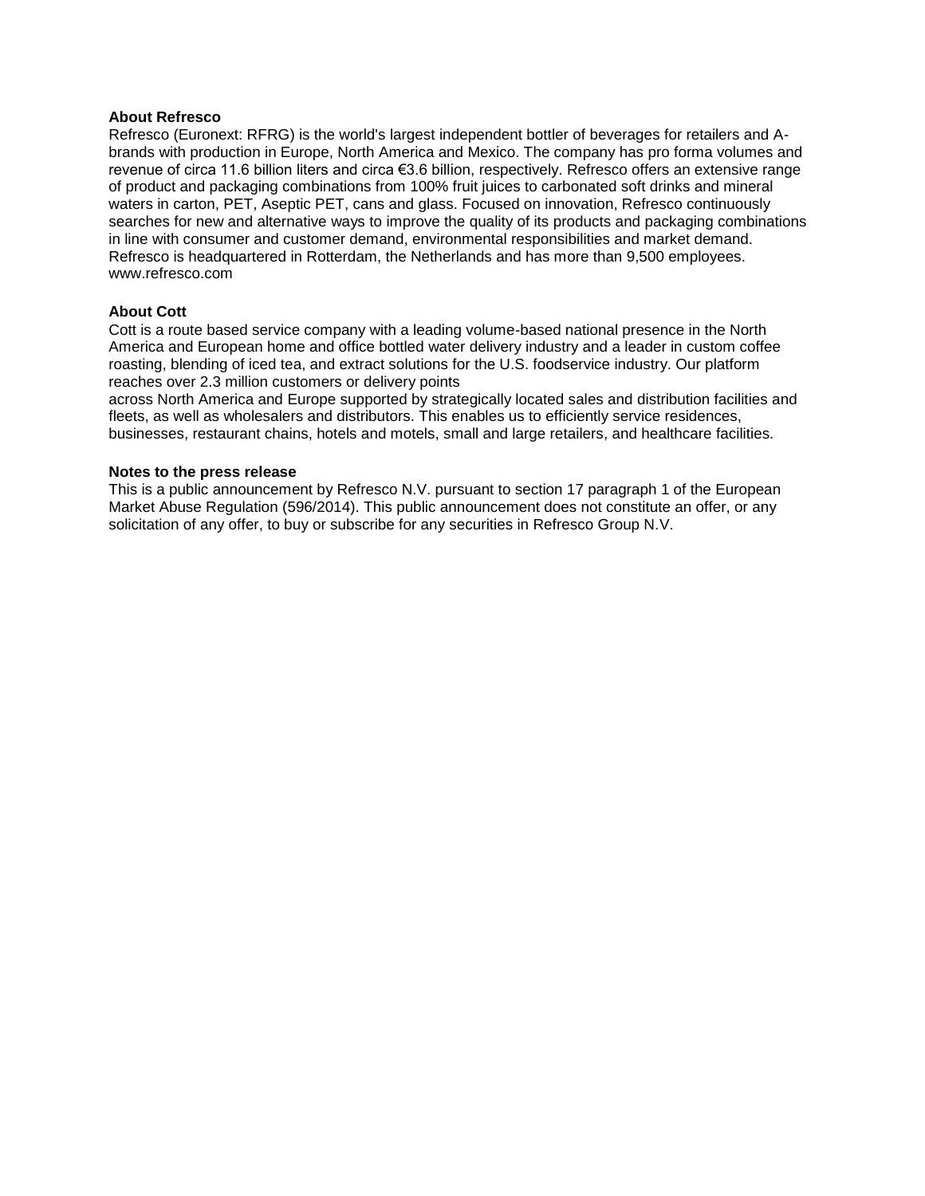**About Refresco**

Refresco (Euronext: RFRG) is the world's largest independent bottler of beverages for retailers and A-brands with production in Europe, North America and Mexico. The company has pro forma volumes and revenue of circa 11.6 billion liters and circa €3.6 billion, respectively. Refresco offers an extensive range of product and packaging combinations from 100% fruit juices to carbonated soft drinks and mineral waters in carton, PET, Aseptic PET, cans and glass. Focused on innovation, Refresco continuously searches for new and alternative ways to improve the quality of its products and packaging combinations in line with consumer and customer demand, environmental responsibilities and market demand. Refresco is headquartered in Rotterdam, the Netherlands and has more than 9,500 employees. www.refresco.com

**About Cott**

Cott is a route based service company with a leading volume-based national presence in the North America and European home and office bottled water delivery industry and a leader in custom coffee roasting, blending of iced tea, and extract solutions for the U.S. foodservice industry. Our platform reaches over 2.3 million customers or delivery points across North America and Europe supported by strategically located sales and distribution facilities and fleets, as well as wholesalers and distributors. This enables us to efficiently service residences, businesses, restaurant chains, hotels and motels, small and large retailers, and healthcare facilities.

**Notes to the press release**

This is a public announcement by Refresco N.V. pursuant to section 17 paragraph 1 of the European Market Abuse Regulation (596/2014). This public announcement does not constitute an offer, or any solicitation of any offer, to buy or subscribe for any securities in Refresco Group N.V.